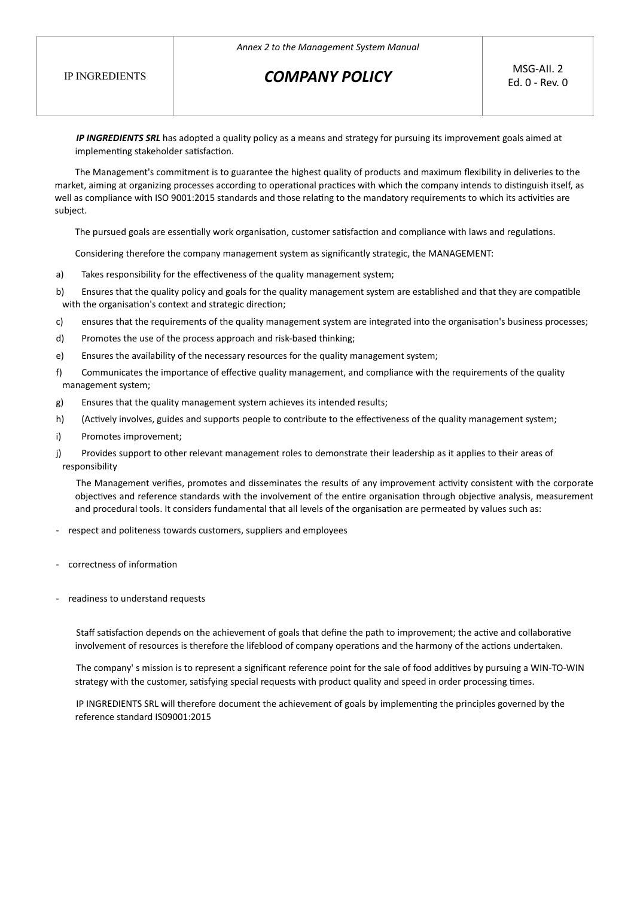| IP INGREDIENTS | *Annex 2 to the Management System Manual*<br>***COMPANY POLICY*** | MSG-All. 2<br>Ed. 0 - Rev. 0 |
|---|---|---|

***IP INGREDIENTS SRL*** has adopted a quality policy as a means and strategy for pursuing its improvement goals aimed at implementing stakeholder satisfaction.

The Management's commitment is to guarantee the highest quality of products and maximum flexibility in deliveries to the market, aiming at organizing processes according to operational practices with which the company intends to distinguish itself, as well as compliance with ISO 9001:2015 standards and those relating to the mandatory requirements to which its activities are subject.

The pursued goals are essentially work organisation, customer satisfaction and compliance with laws and regulations.

Considering therefore the company management system as significantly strategic, the MANAGEMENT:

a) Takes responsibility for the effectiveness of the quality management system;

b) Ensures that the quality policy and goals for the quality management system are established and that they are compatible with the organisation's context and strategic direction;

c) ensures that the requirements of the quality management system are integrated into the organisation's business processes;

d) Promotes the use of the process approach and risk-based thinking;

e) Ensures the availability of the necessary resources for the quality management system;

f) Communicates the importance of effective quality management, and compliance with the requirements of the quality management system;

g) Ensures that the quality management system achieves its intended results;

h) (Actively involves, guides and supports people to contribute to the effectiveness of the quality management system;

i) Promotes improvement;

j) Provides support to other relevant management roles to demonstrate their leadership as it applies to their areas of responsibility

The Management verifies, promotes and disseminates the results of any improvement activity consistent with the corporate objectives and reference standards with the involvement of the entire organisation through objective analysis, measurement and procedural tools. It considers fundamental that all levels of the organisation are permeated by values such as:

- respect and politeness towards customers, suppliers and employees
- correctness of information
- readiness to understand requests

Staff satisfaction depends on the achievement of goals that define the path to improvement; the active and collaborative involvement of resources is therefore the lifeblood of company operations and the harmony of the actions undertaken.

The company' s mission is to represent a significant reference point for the sale of food additives by pursuing a WIN-TO-WIN strategy with the customer, satisfying special requests with product quality and speed in order processing times.

IP INGREDIENTS SRL will therefore document the achievement of goals by implementing the principles governed by the reference standard IS09001:2015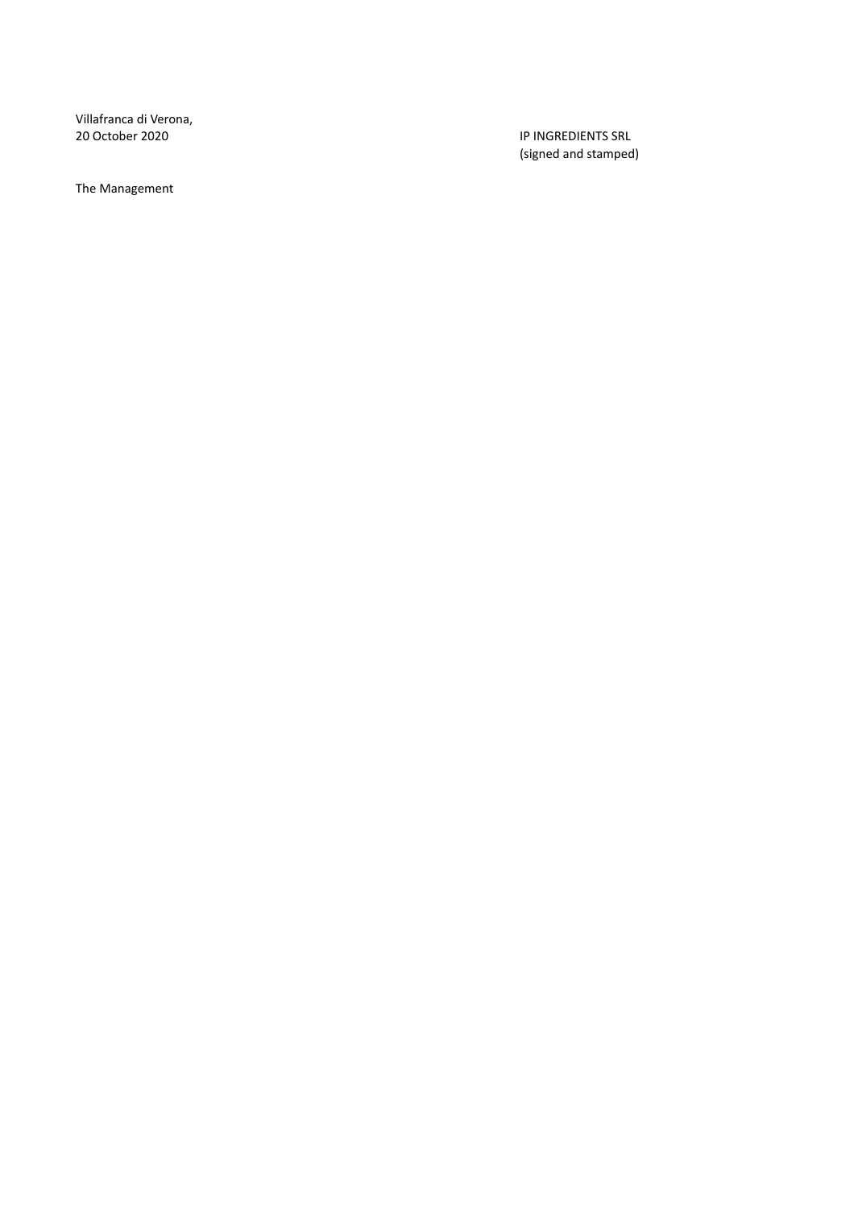Villafranca di Verona,
20 October 2020

IP INGREDIENTS SRL
(signed and stamped)

The Management